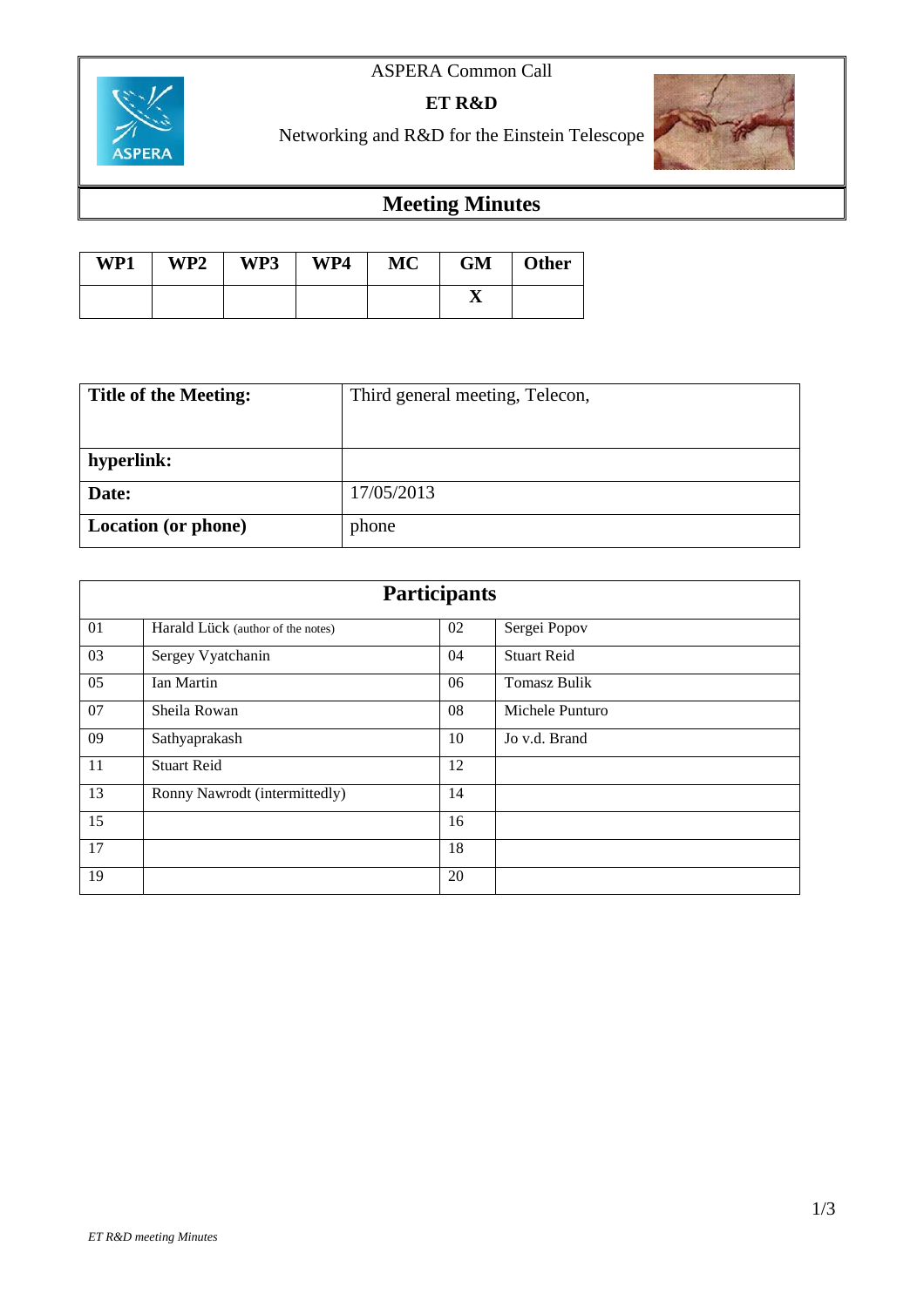ASPERA Common Call

**ET R&D**

Networking and R&D for the Einstein Telescope

# Meeting Minutes

| WP1 | WP2 | WP3 | WP4 | MC | GM | Other |
|---|---|---|---|---|---|---|
| | | | | | X | |

| **Title of the Meeting:** | Third general meeting, Telecon, |
|---|---|
| **hyperlink:** | |
| **Date:** | 17/05/2013 |
| **Location (or phone)** | phone |

| **Participants** | | | |
|---|---|---|---|
| 01 | Harald Lück (author of the notes) | 02 | Sergei Popov |
| 03 | Sergey Vyatchanin | 04 | Stuart Reid |
| 05 | Ian Martin | 06 | Tomasz Bulik |
| 07 | Sheila Rowan | 08 | Michele Punturo |
| 09 | Sathyaprakash | 10 | Jo v.d. Brand |
| 11 | Stuart Reid | 12 | |
| 13 | Ronny Nawrodt (intermittedly) | 14 | |
| 15 | | 16 | |
| 17 | | 18 | |
| 19 | | 20 | |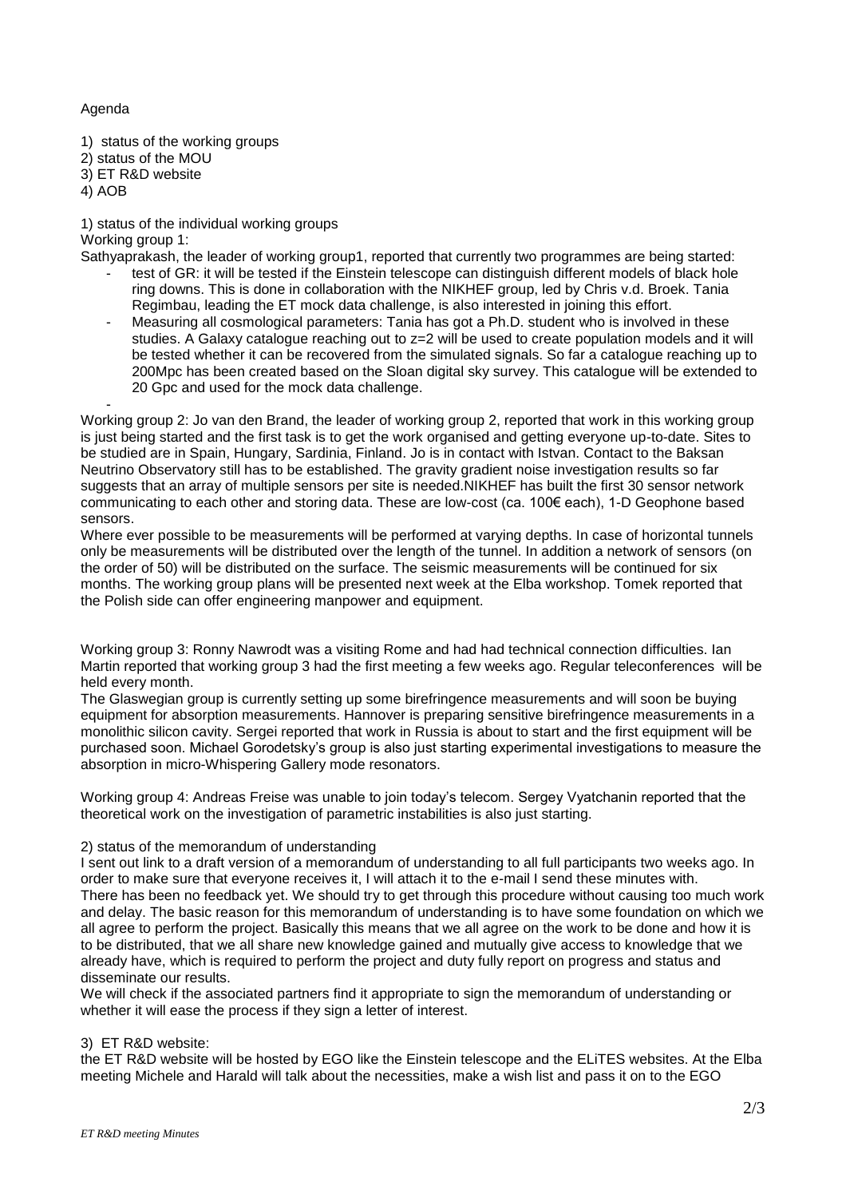Agenda

1) status of the working groups
2) status of the MOU
3) ET R&D website
4) AOB

1) status of the individual working groups

Working group 1:

Sathyaprakash, the leader of working group1, reported that currently two programmes are being started:

- test of GR: it will be tested if the Einstein telescope can distinguish different models of black hole ring downs. This is done in collaboration with the NIKHEF group, led by Chris v.d. Broek. Tania Regimbau, leading the ET mock data challenge, is also interested in joining this effort.
- Measuring all cosmological parameters: Tania has got a Ph.D. student who is involved in these studies. A Galaxy catalogue reaching out to z=2 will be used to create population models and it will be tested whether it can be recovered from the simulated signals. So far a catalogue reaching up to 200Mpc has been created based on the Sloan digital sky survey. This catalogue will be extended to 20 Gpc and used for the mock data challenge.
-

Working group 2: Jo van den Brand, the leader of working group 2, reported that work in this working group is just being started and the first task is to get the work organised and getting everyone up-to-date. Sites to be studied are in Spain, Hungary, Sardinia, Finland. Jo is in contact with Istvan. Contact to the Baksan Neutrino Observatory still has to be established. The gravity gradient noise investigation results so far suggests that an array of multiple sensors per site is needed.NIKHEF has built the first 30 sensor network communicating to each other and storing data. These are low-cost (ca. 100€ each), 1-D Geophone based sensors.

Where ever possible to be measurements will be performed at varying depths. In case of horizontal tunnels only be measurements will be distributed over the length of the tunnel. In addition a network of sensors (on the order of 50) will be distributed on the surface. The seismic measurements will be continued for six months. The working group plans will be presented next week at the Elba workshop. Tomek reported that the Polish side can offer engineering manpower and equipment.

Working group 3: Ronny Nawrodt was a visiting Rome and had had technical connection difficulties. Ian Martin reported that working group 3 had the first meeting a few weeks ago. Regular teleconferences will be held every month.

The Glaswegian group is currently setting up some birefringence measurements and will soon be buying equipment for absorption measurements. Hannover is preparing sensitive birefringence measurements in a monolithic silicon cavity. Sergei reported that work in Russia is about to start and the first equipment will be purchased soon. Michael Gorodetsky's group is also just starting experimental investigations to measure the absorption in micro-Whispering Gallery mode resonators.

Working group 4: Andreas Freise was unable to join today's telecom. Sergey Vyatchanin reported that the theoretical work on the investigation of parametric instabilities is also just starting.

2) status of the memorandum of understanding

I sent out link to a draft version of a memorandum of understanding to all full participants two weeks ago. In order to make sure that everyone receives it, I will attach it to the e-mail I send these minutes with. There has been no feedback yet. We should try to get through this procedure without causing too much work and delay. The basic reason for this memorandum of understanding is to have some foundation on which we all agree to perform the project. Basically this means that we all agree on the work to be done and how it is to be distributed, that we all share new knowledge gained and mutually give access to knowledge that we already have, which is required to perform the project and duty fully report on progress and status and disseminate our results.

We will check if the associated partners find it appropriate to sign the memorandum of understanding or whether it will ease the process if they sign a letter of interest.

3) ET R&D website:

the ET R&D website will be hosted by EGO like the Einstein telescope and the ELiTES websites. At the Elba meeting Michele and Harald will talk about the necessities, make a wish list and pass it on to the EGO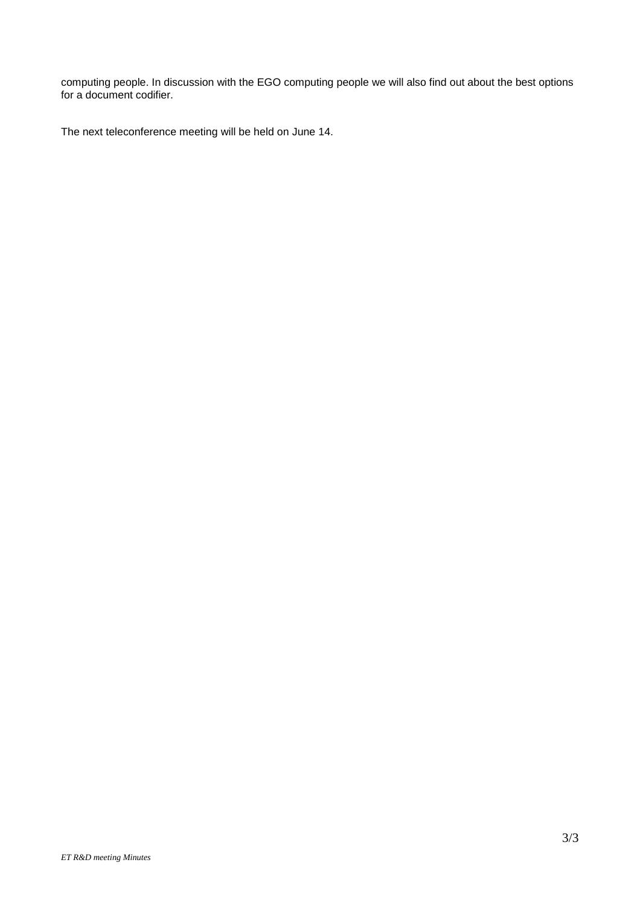computing people. In discussion with the EGO computing people we will also find out about the best options for a document codifier.

The next teleconference meeting will be held on June 14.